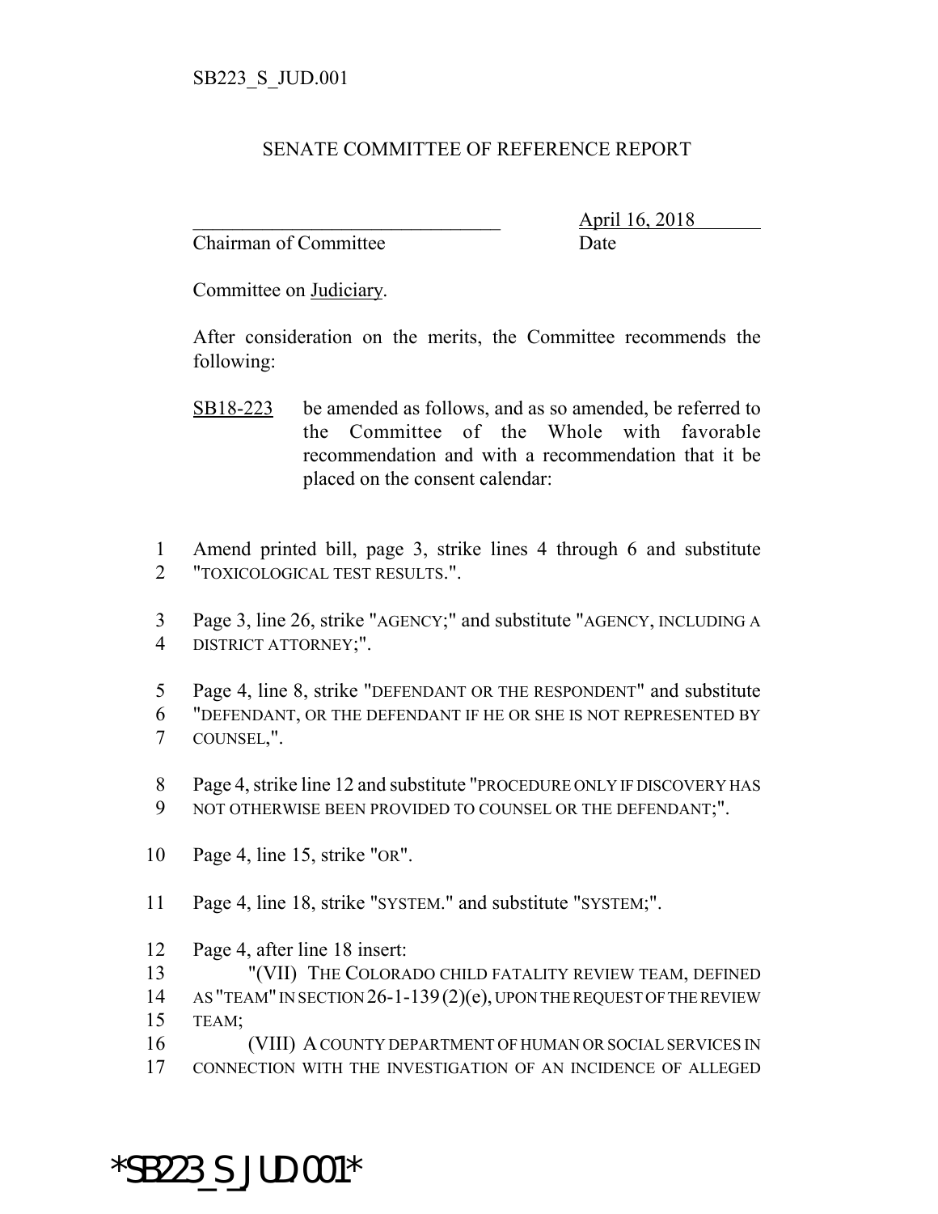SB223_S_JUD.001

# SENATE COMMITTEE OF REFERENCE REPORT

_______________________________ April 16, 2018
Chairman of Committee Date

Committee on Judiciary.

After consideration on the merits, the Committee recommends the following:

SB18-223 be amended as follows, and as so amended, be referred to the Committee of the Whole with favorable recommendation and with a recommendation that it be placed on the consent calendar:

1 Amend printed bill, page 3, strike lines 4 through 6 and substitute
2 "TOXICOLOGICAL TEST RESULTS.".

3 Page 3, line 26, strike "AGENCY;" and substitute "AGENCY, INCLUDING A
4 DISTRICT ATTORNEY;".

5 Page 4, line 8, strike "DEFENDANT OR THE RESPONDENT" and substitute
6 "DEFENDANT, OR THE DEFENDANT IF HE OR SHE IS NOT REPRESENTED BY
7 COUNSEL,".

8 Page 4, strike line 12 and substitute "PROCEDURE ONLY IF DISCOVERY HAS
9 NOT OTHERWISE BEEN PROVIDED TO COUNSEL OR THE DEFENDANT;".

10 Page 4, line 15, strike "OR".

11 Page 4, line 18, strike "SYSTEM." and substitute "SYSTEM;".

12 Page 4, after line 18 insert:
13 "(VII) THE COLORADO CHILD FATALITY REVIEW TEAM, DEFINED
14 AS "TEAM" IN SECTION 26-1-139 (2)(e), UPON THE REQUEST OF THE REVIEW
15 TEAM;
16 (VIII) A COUNTY DEPARTMENT OF HUMAN OR SOCIAL SERVICES IN
17 CONNECTION WITH THE INVESTIGATION OF AN INCIDENCE OF ALLEGED

*SB223_S_JUD.001*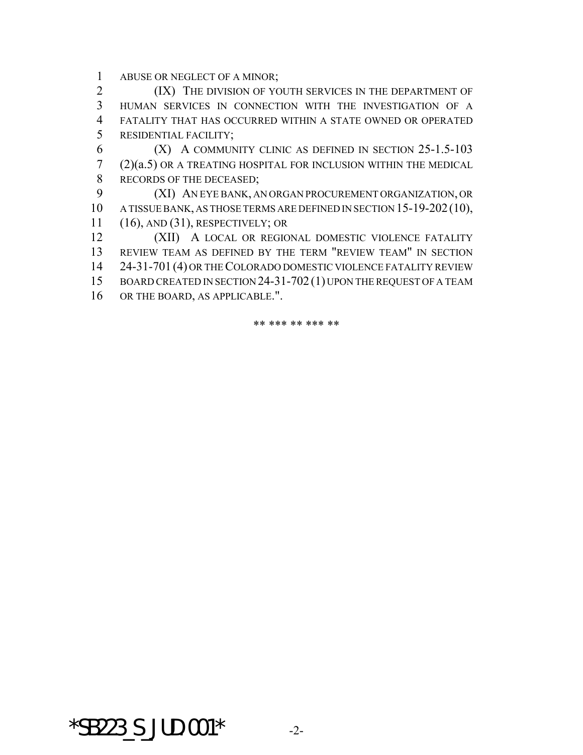ABUSE OR NEGLECT OF A MINOR;

(IX) THE DIVISION OF YOUTH SERVICES IN THE DEPARTMENT OF HUMAN SERVICES IN CONNECTION WITH THE INVESTIGATION OF A FATALITY THAT HAS OCCURRED WITHIN A STATE OWNED OR OPERATED RESIDENTIAL FACILITY;

(X) A COMMUNITY CLINIC AS DEFINED IN SECTION 25-1.5-103 (2)(a.5) OR A TREATING HOSPITAL FOR INCLUSION WITHIN THE MEDICAL RECORDS OF THE DECEASED;

(XI) AN EYE BANK, AN ORGAN PROCUREMENT ORGANIZATION, OR A TISSUE BANK, AS THOSE TERMS ARE DEFINED IN SECTION 15-19-202 (10), (16), AND (31), RESPECTIVELY; OR

(XII) A LOCAL OR REGIONAL DOMESTIC VIOLENCE FATALITY REVIEW TEAM AS DEFINED BY THE TERM "REVIEW TEAM" IN SECTION 24-31-701 (4) OR THE COLORADO DOMESTIC VIOLENCE FATALITY REVIEW BOARD CREATED IN SECTION 24-31-702 (1) UPON THE REQUEST OF A TEAM OR THE BOARD, AS APPLICABLE.".

** *** ** *** **

*SB223_S_JUD.001*